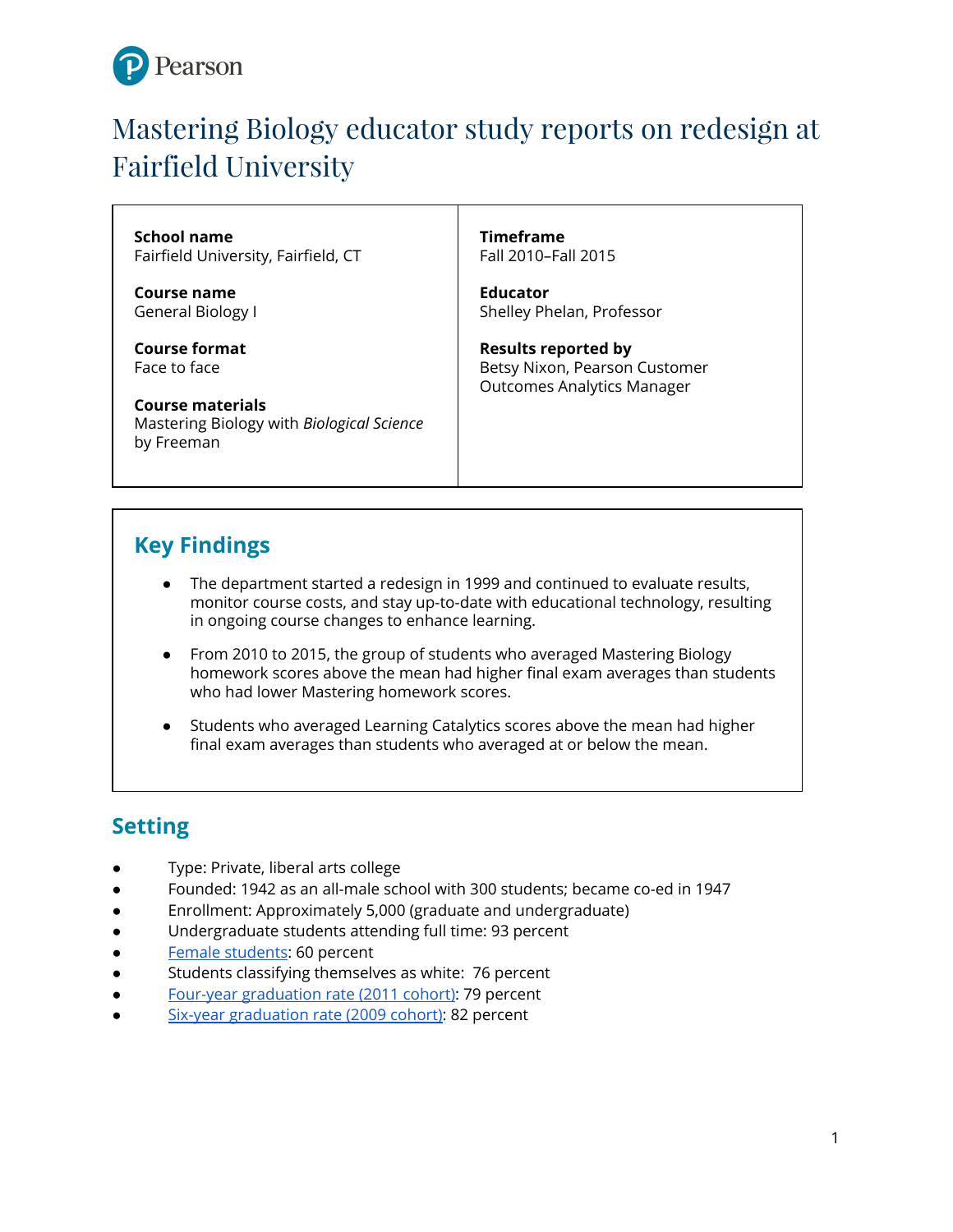# Mastering Biology educator study reports on redesign at Fairfield University

**School name**
Fairfield University, Fairfield, CT

**Course name**
General Biology I

**Course format**
Face to face

**Course materials**
Mastering Biology with *Biological Science* by Freeman

**Timeframe**
Fall 2010–Fall 2015

**Educator**
Shelley Phelan, Professor

**Results reported by**
Betsy Nixon, Pearson Customer Outcomes Analytics Manager

## Key Findings

- The department started a redesign in 1999 and continued to evaluate results, monitor course costs, and stay up-to-date with educational technology, resulting in ongoing course changes to enhance learning.
- From 2010 to 2015, the group of students who averaged Mastering Biology homework scores above the mean had higher final exam averages than students who had lower Mastering homework scores.
- Students who averaged Learning Catalytics scores above the mean had higher final exam averages than students who averaged at or below the mean.

## Setting

- Type: Private, liberal arts college
- Founded: 1942 as an all-male school with 300 students; became co-ed in 1947
- Enrollment: Approximately 5,000 (graduate and undergraduate)
- Undergraduate students attending full time: 93 percent
- Female students: 60 percent
- Students classifying themselves as white: 76 percent
- Four-year graduation rate (2011 cohort): 79 percent
- Six-year graduation rate (2009 cohort): 82 percent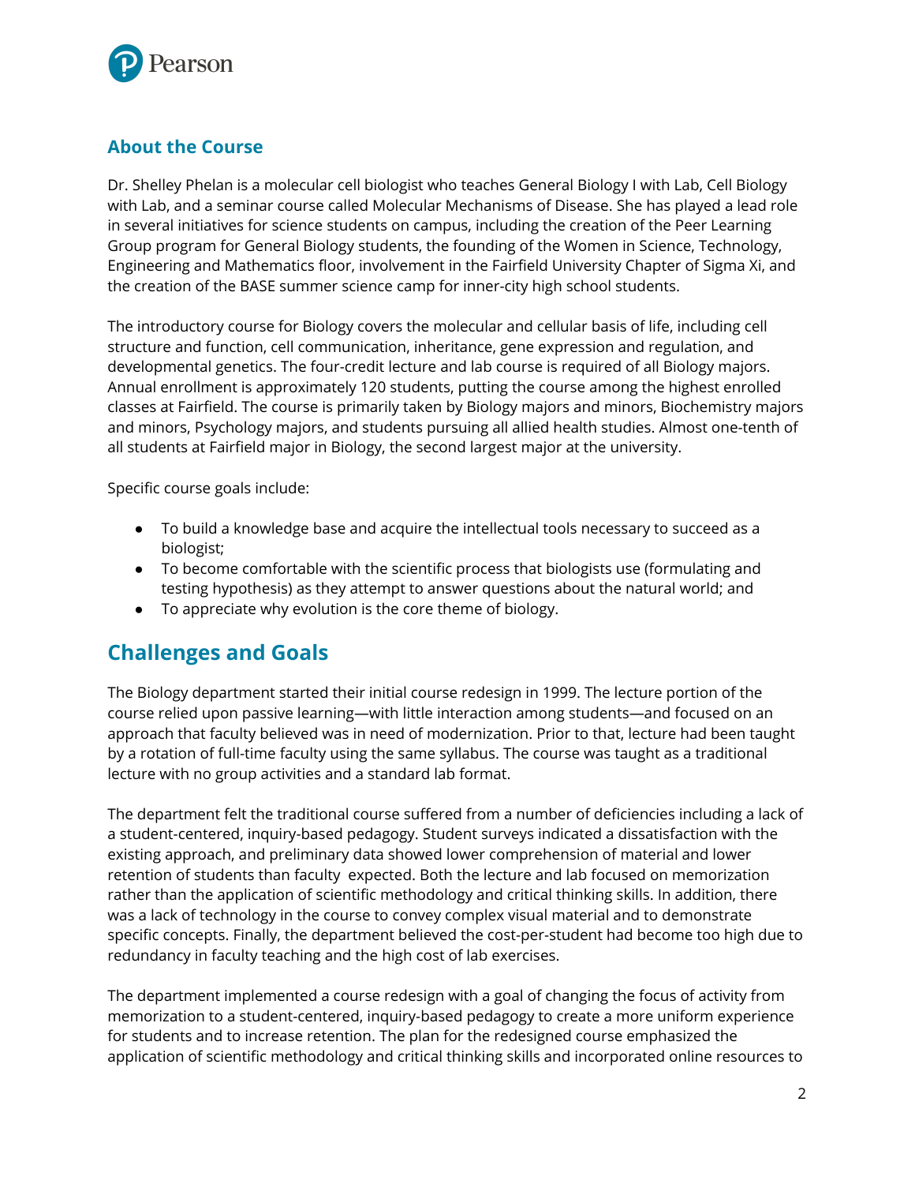## About the Course

Dr. Shelley Phelan is a molecular cell biologist who teaches General Biology I with Lab, Cell Biology with Lab, and a seminar course called Molecular Mechanisms of Disease. She has played a lead role in several initiatives for science students on campus, including the creation of the Peer Learning Group program for General Biology students, the founding of the Women in Science, Technology, Engineering and Mathematics floor, involvement in the Fairfield University Chapter of Sigma Xi, and the creation of the BASE summer science camp for inner-city high school students.

The introductory course for Biology covers the molecular and cellular basis of life, including cell structure and function, cell communication, inheritance, gene expression and regulation, and developmental genetics. The four-credit lecture and lab course is required of all Biology majors. Annual enrollment is approximately 120 students, putting the course among the highest enrolled classes at Fairfield. The course is primarily taken by Biology majors and minors, Biochemistry majors and minors, Psychology majors, and students pursuing all allied health studies. Almost one-tenth of all students at Fairfield major in Biology, the second largest major at the university.

Specific course goals include:

- To build a knowledge base and acquire the intellectual tools necessary to succeed as a biologist;
- To become comfortable with the scientific process that biologists use (formulating and testing hypothesis) as they attempt to answer questions about the natural world; and
- To appreciate why evolution is the core theme of biology.

## Challenges and Goals

The Biology department started their initial course redesign in 1999. The lecture portion of the course relied upon passive learning—with little interaction among students—and focused on an approach that faculty believed was in need of modernization. Prior to that, lecture had been taught by a rotation of full-time faculty using the same syllabus. The course was taught as a traditional lecture with no group activities and a standard lab format.

The department felt the traditional course suffered from a number of deficiencies including a lack of a student-centered, inquiry-based pedagogy. Student surveys indicated a dissatisfaction with the existing approach, and preliminary data showed lower comprehension of material and lower retention of students than faculty expected. Both the lecture and lab focused on memorization rather than the application of scientific methodology and critical thinking skills. In addition, there was a lack of technology in the course to convey complex visual material and to demonstrate specific concepts. Finally, the department believed the cost-per-student had become too high due to redundancy in faculty teaching and the high cost of lab exercises.

The department implemented a course redesign with a goal of changing the focus of activity from memorization to a student-centered, inquiry-based pedagogy to create a more uniform experience for students and to increase retention. The plan for the redesigned course emphasized the application of scientific methodology and critical thinking skills and incorporated online resources to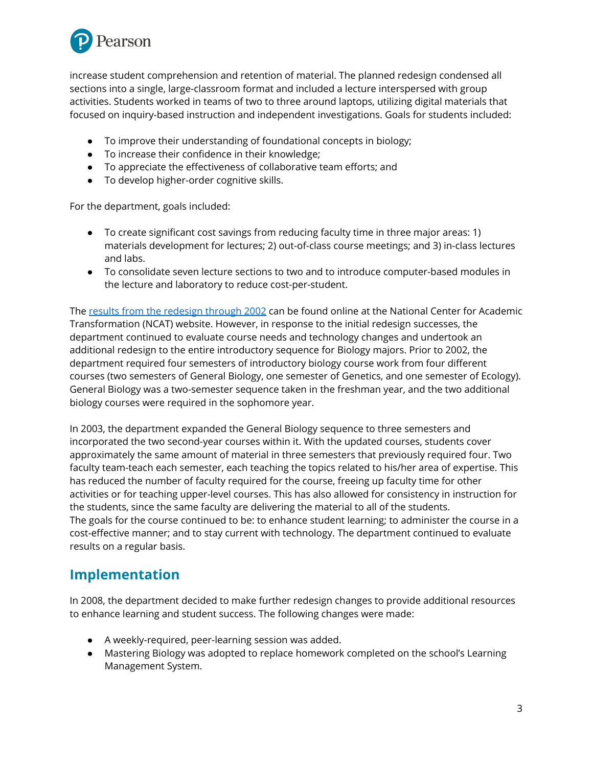increase student comprehension and retention of material. The planned redesign condensed all sections into a single, large-classroom format and included a lecture interspersed with group activities. Students worked in teams of two to three around laptops, utilizing digital materials that focused on inquiry-based instruction and independent investigations. Goals for students included:

- To improve their understanding of foundational concepts in biology;
- To increase their confidence in their knowledge;
- To appreciate the effectiveness of collaborative team efforts; and
- To develop higher-order cognitive skills.

For the department, goals included:

- To create significant cost savings from reducing faculty time in three major areas: 1) materials development for lectures; 2) out-of-class course meetings; and 3) in-class lectures and labs.
- To consolidate seven lecture sections to two and to introduce computer-based modules in the lecture and laboratory to reduce cost-per-student.

The results from the redesign through 2002 can be found online at the National Center for Academic Transformation (NCAT) website. However, in response to the initial redesign successes, the department continued to evaluate course needs and technology changes and undertook an additional redesign to the entire introductory sequence for Biology majors. Prior to 2002, the department required four semesters of introductory biology course work from four different courses (two semesters of General Biology, one semester of Genetics, and one semester of Ecology). General Biology was a two-semester sequence taken in the freshman year, and the two additional biology courses were required in the sophomore year.

In 2003, the department expanded the General Biology sequence to three semesters and incorporated the two second-year courses within it. With the updated courses, students cover approximately the same amount of material in three semesters that previously required four. Two faculty team-teach each semester, each teaching the topics related to his/her area of expertise. This has reduced the number of faculty required for the course, freeing up faculty time for other activities or for teaching upper-level courses. This has also allowed for consistency in instruction for the students, since the same faculty are delivering the material to all of the students.
The goals for the course continued to be: to enhance student learning; to administer the course in a cost-effective manner; and to stay current with technology. The department continued to evaluate results on a regular basis.

## Implementation

In 2008, the department decided to make further redesign changes to provide additional resources to enhance learning and student success. The following changes were made:

- A weekly-required, peer-learning session was added.
- Mastering Biology was adopted to replace homework completed on the school's Learning Management System.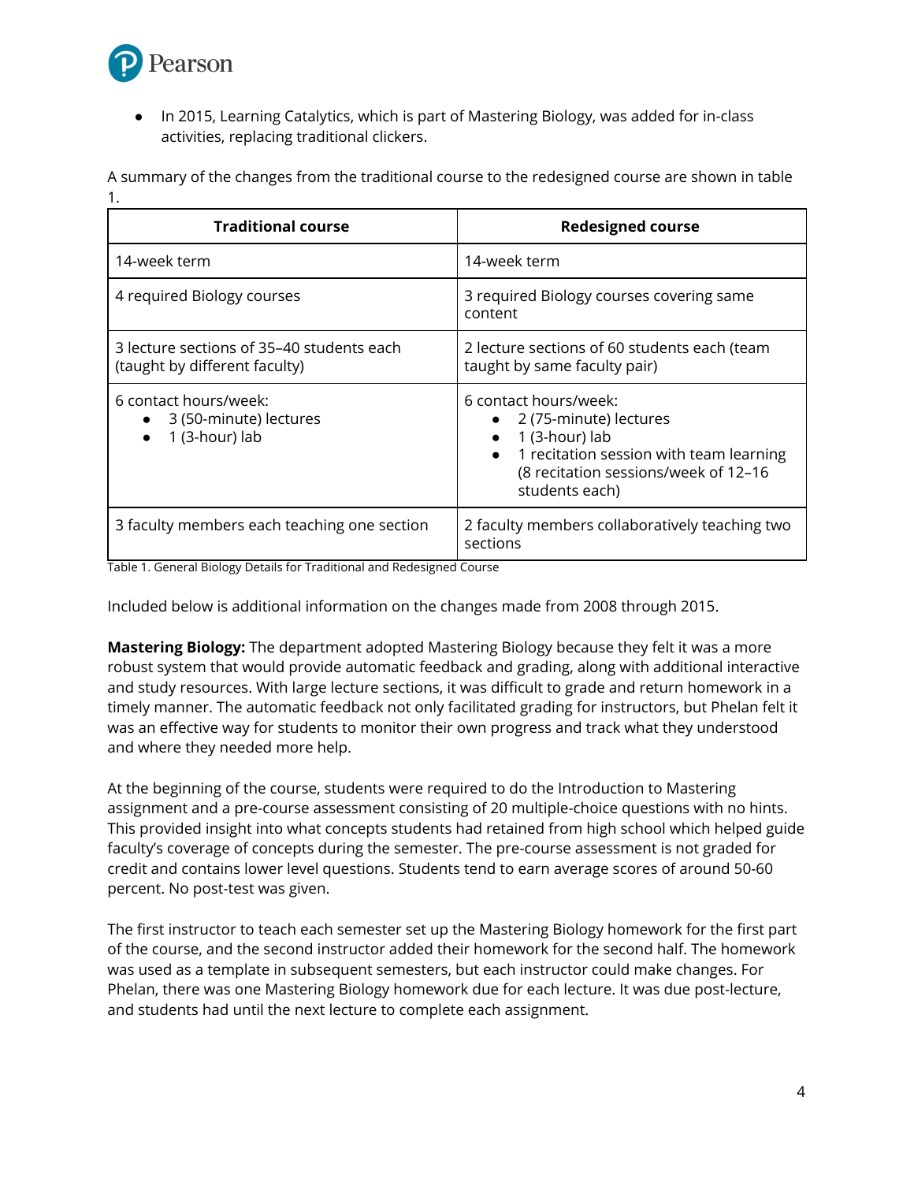- In 2015, Learning Catalytics, which is part of Mastering Biology, was added for in-class activities, replacing traditional clickers.

A summary of the changes from the traditional course to the redesigned course are shown in table 1.

| Traditional course | Redesigned course |
| --- | --- |
| 14-week term | 14-week term |
| 4 required Biology courses | 3 required Biology courses covering same content |
| 3 lecture sections of 35–40 students each (taught by different faculty) | 2 lecture sections of 60 students each (team taught by same faculty pair) |
| 6 contact hours/week:<br>• 3 (50-minute) lectures<br>• 1 (3-hour) lab | 6 contact hours/week:<br>• 2 (75-minute) lectures<br>• 1 (3-hour) lab<br>• 1 recitation session with team learning (8 recitation sessions/week of 12–16 students each) |
| 3 faculty members each teaching one section | 2 faculty members collaboratively teaching two sections |

Table 1. General Biology Details for Traditional and Redesigned Course

Included below is additional information on the changes made from 2008 through 2015.

**Mastering Biology:** The department adopted Mastering Biology because they felt it was a more robust system that would provide automatic feedback and grading, along with additional interactive and study resources. With large lecture sections, it was difficult to grade and return homework in a timely manner. The automatic feedback not only facilitated grading for instructors, but Phelan felt it was an effective way for students to monitor their own progress and track what they understood and where they needed more help.

At the beginning of the course, students were required to do the Introduction to Mastering assignment and a pre-course assessment consisting of 20 multiple-choice questions with no hints. This provided insight into what concepts students had retained from high school which helped guide faculty's coverage of concepts during the semester. The pre-course assessment is not graded for credit and contains lower level questions. Students tend to earn average scores of around 50-60 percent. No post-test was given.

The first instructor to teach each semester set up the Mastering Biology homework for the first part of the course, and the second instructor added their homework for the second half. The homework was used as a template in subsequent semesters, but each instructor could make changes. For Phelan, there was one Mastering Biology homework due for each lecture. It was due post-lecture, and students had until the next lecture to complete each assignment.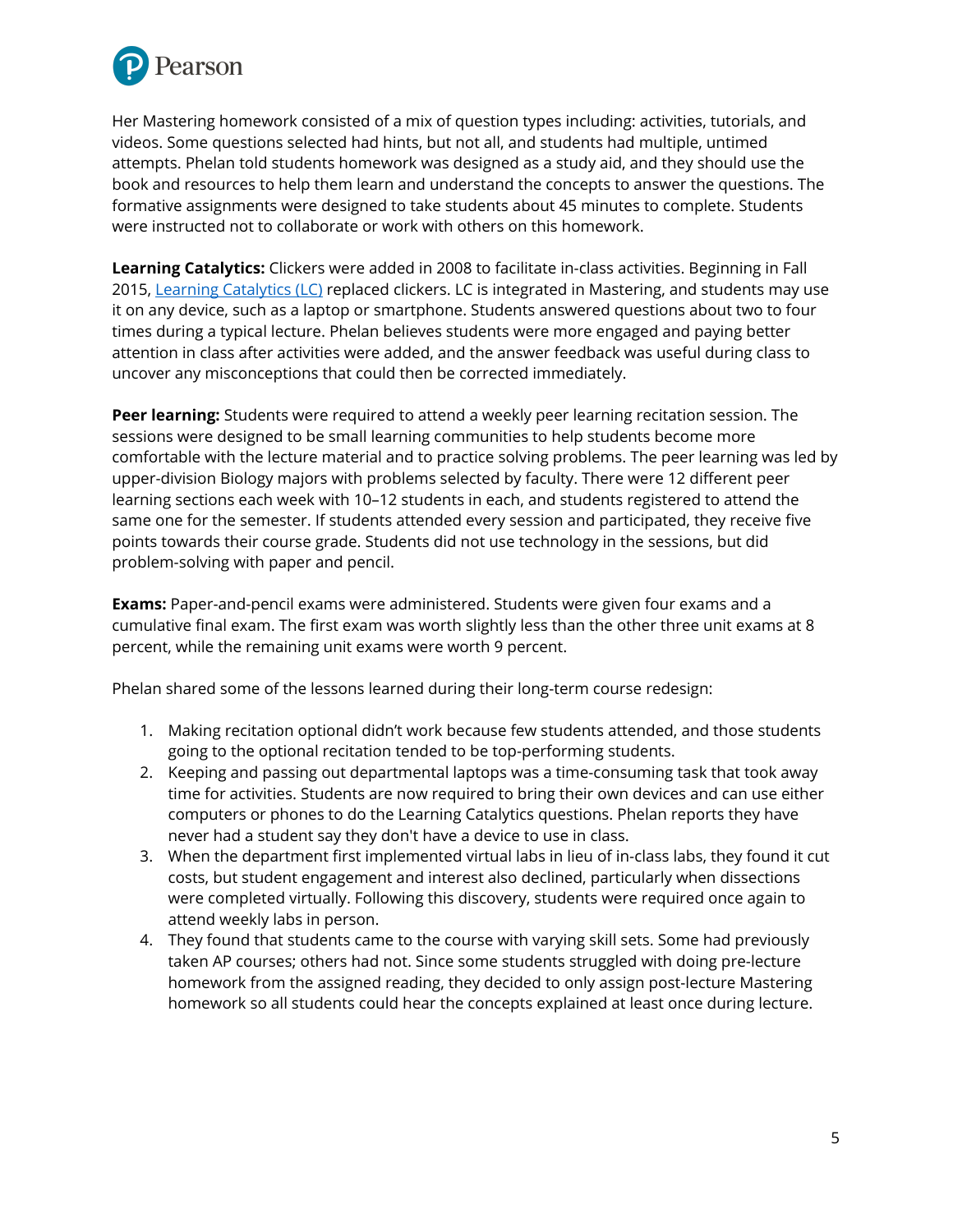Her Mastering homework consisted of a mix of question types including: activities, tutorials, and videos. Some questions selected had hints, but not all, and students had multiple, untimed attempts. Phelan told students homework was designed as a study aid, and they should use the book and resources to help them learn and understand the concepts to answer the questions. The formative assignments were designed to take students about 45 minutes to complete. Students were instructed not to collaborate or work with others on this homework.

**Learning Catalytics:** Clickers were added in 2008 to facilitate in-class activities. Beginning in Fall 2015, [Learning Catalytics (LC)]() replaced clickers. LC is integrated in Mastering, and students may use it on any device, such as a laptop or smartphone. Students answered questions about two to four times during a typical lecture. Phelan believes students were more engaged and paying better attention in class after activities were added, and the answer feedback was useful during class to uncover any misconceptions that could then be corrected immediately.

**Peer learning:** Students were required to attend a weekly peer learning recitation session. The sessions were designed to be small learning communities to help students become more comfortable with the lecture material and to practice solving problems. The peer learning was led by upper-division Biology majors with problems selected by faculty. There were 12 different peer learning sections each week with 10–12 students in each, and students registered to attend the same one for the semester. If students attended every session and participated, they receive five points towards their course grade. Students did not use technology in the sessions, but did problem-solving with paper and pencil.

**Exams:** Paper-and-pencil exams were administered. Students were given four exams and a cumulative final exam. The first exam was worth slightly less than the other three unit exams at 8 percent, while the remaining unit exams were worth 9 percent.

Phelan shared some of the lessons learned during their long-term course redesign:

1. Making recitation optional didn't work because few students attended, and those students going to the optional recitation tended to be top-performing students.
2. Keeping and passing out departmental laptops was a time-consuming task that took away time for activities. Students are now required to bring their own devices and can use either computers or phones to do the Learning Catalytics questions. Phelan reports they have never had a student say they don't have a device to use in class.
3. When the department first implemented virtual labs in lieu of in-class labs, they found it cut costs, but student engagement and interest also declined, particularly when dissections were completed virtually. Following this discovery, students were required once again to attend weekly labs in person.
4. They found that students came to the course with varying skill sets. Some had previously taken AP courses; others had not. Since some students struggled with doing pre-lecture homework from the assigned reading, they decided to only assign post-lecture Mastering homework so all students could hear the concepts explained at least once during lecture.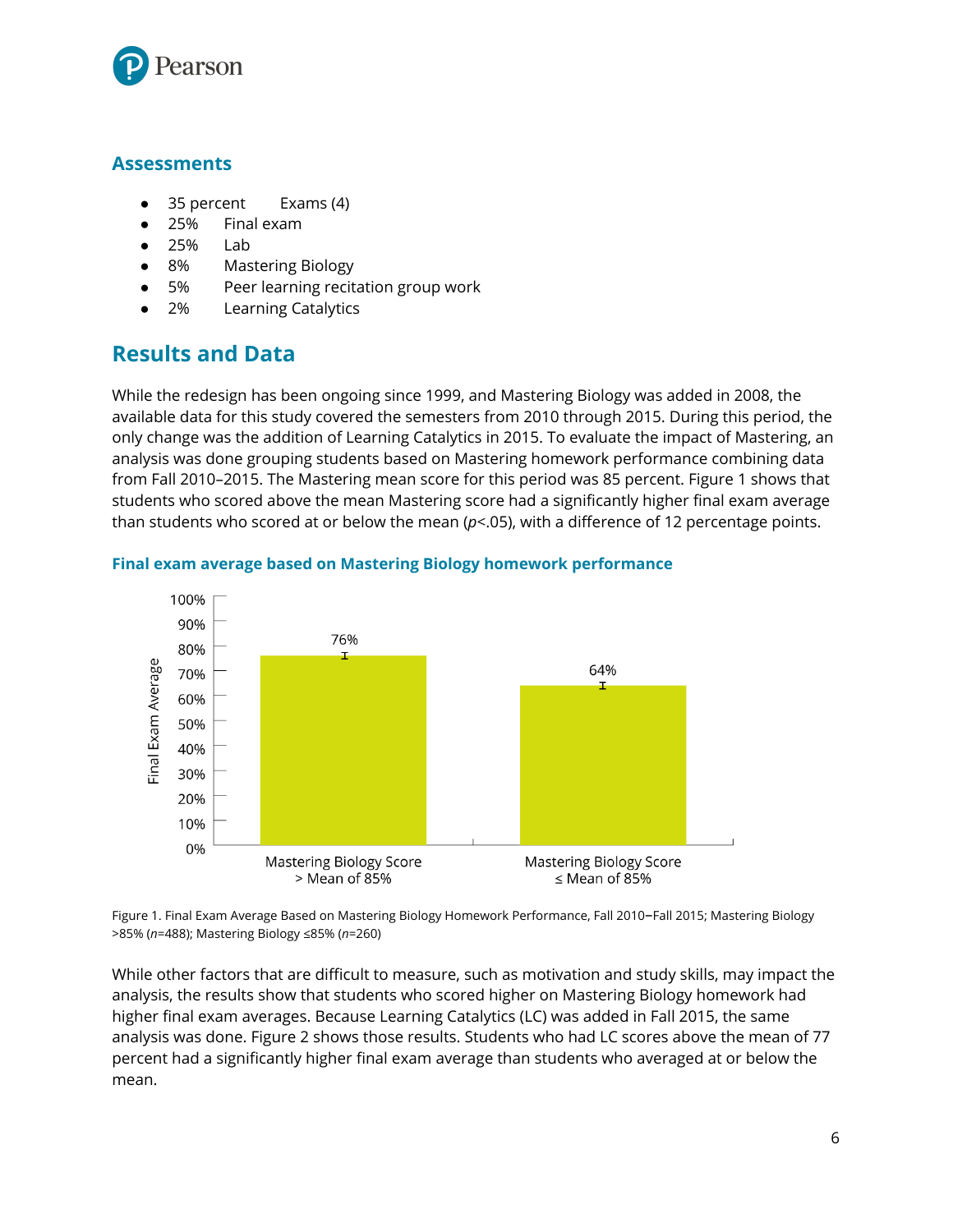## Assessments

- 35 percent Exams (4)
- 25% Final exam
- 25% Lab
- 8% Mastering Biology
- 5% Peer learning recitation group work
- 2% Learning Catalytics

## Results and Data

While the redesign has been ongoing since 1999, and Mastering Biology was added in 2008, the available data for this study covered the semesters from 2010 through 2015. During this period, the only change was the addition of Learning Catalytics in 2015. To evaluate the impact of Mastering, an analysis was done grouping students based on Mastering homework performance combining data from Fall 2010–2015. The Mastering mean score for this period was 85 percent. Figure 1 shows that students who scored above the mean Mastering score had a significantly higher final exam average than students who scored at or below the mean ($p<.05$), with a difference of 12 percentage points.

### Final exam average based on Mastering Biology homework performance

| | Final Exam Average |
|---|---|
| Mastering Biology Score > Mean of 85% | 76% |
| Mastering Biology Score ≤ Mean of 85% | 64% |

Figure 1. Final Exam Average Based on Mastering Biology Homework Performance, Fall 2010–Fall 2015; Mastering Biology >85% ($n$=488); Mastering Biology ≤85% ($n$=260)

While other factors that are difficult to measure, such as motivation and study skills, may impact the analysis, the results show that students who scored higher on Mastering Biology homework had higher final exam averages. Because Learning Catalytics (LC) was added in Fall 2015, the same analysis was done. Figure 2 shows those results. Students who had LC scores above the mean of 77 percent had a significantly higher final exam average than students who averaged at or below the mean.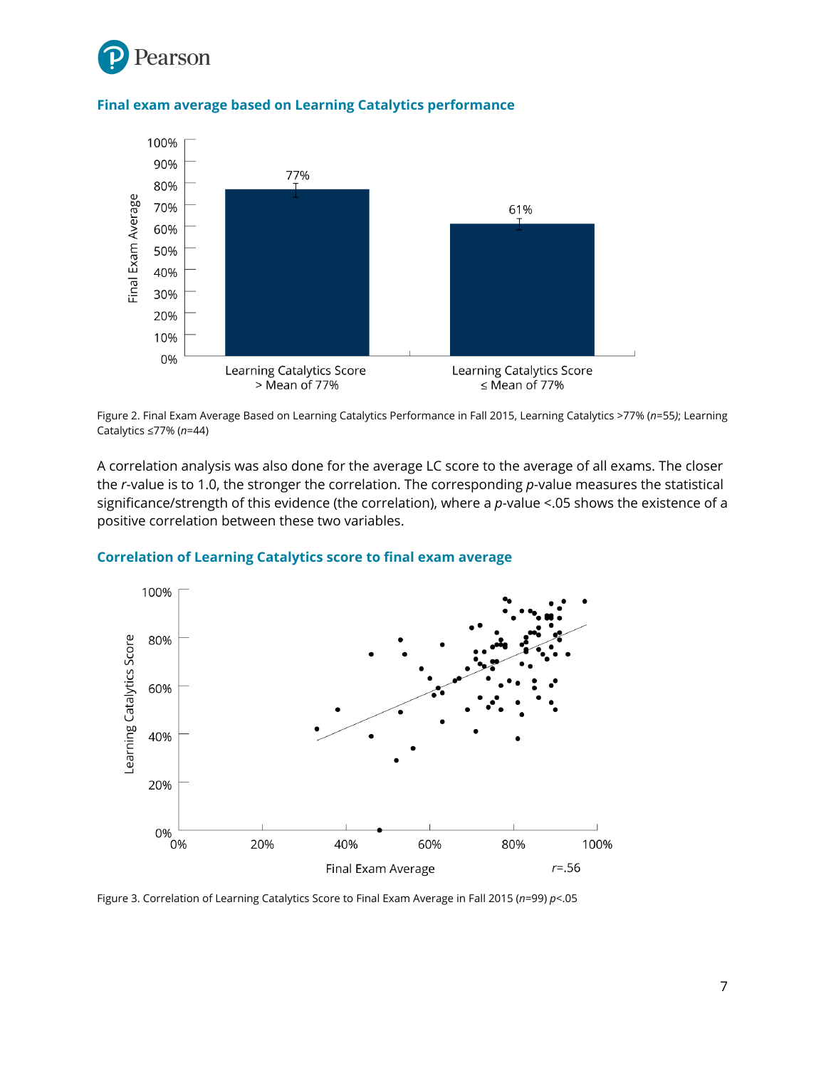### Final exam average based on Learning Catalytics performance

Figure 2. Final Exam Average Based on Learning Catalytics Performance in Fall 2015, Learning Catalytics >77% ($n$=55); Learning Catalytics ≤77% ($n$=44)

A correlation analysis was also done for the average LC score to the average of all exams. The closer the $r$-value is to 1.0, the stronger the correlation. The corresponding $p$-value measures the statistical significance/strength of this evidence (the correlation), where a $p$-value <.05 shows the existence of a positive correlation between these two variables.

### Correlation of Learning Catalytics score to final exam average

Figure 3. Correlation of Learning Catalytics Score to Final Exam Average in Fall 2015 ($n$=99) $p$<.05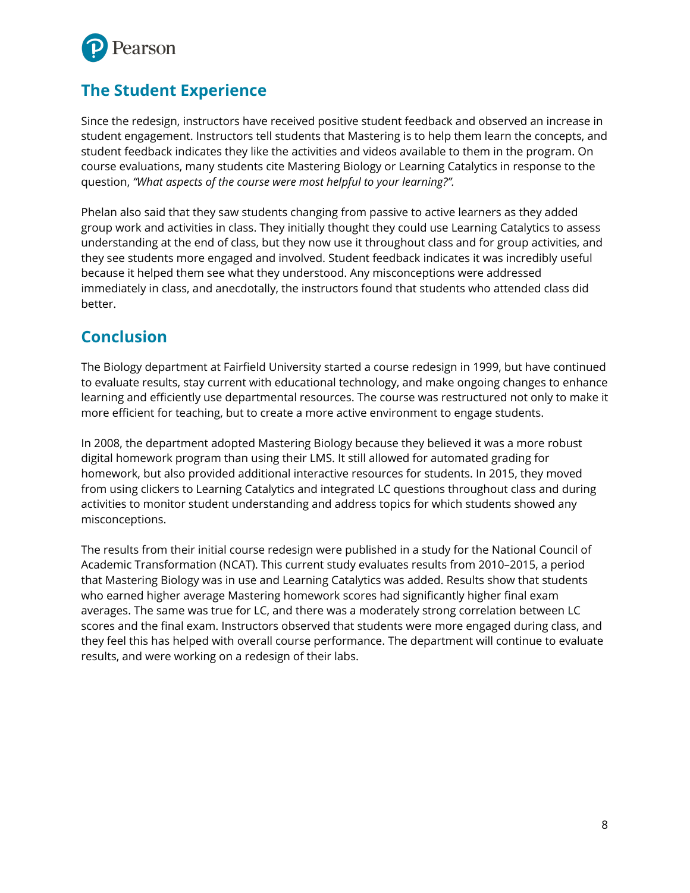## The Student Experience

Since the redesign, instructors have received positive student feedback and observed an increase in student engagement. Instructors tell students that Mastering is to help them learn the concepts, and student feedback indicates they like the activities and videos available to them in the program. On course evaluations, many students cite Mastering Biology or Learning Catalytics in response to the question, *"What aspects of the course were most helpful to your learning?"*.

Phelan also said that they saw students changing from passive to active learners as they added group work and activities in class. They initially thought they could use Learning Catalytics to assess understanding at the end of class, but they now use it throughout class and for group activities, and they see students more engaged and involved. Student feedback indicates it was incredibly useful because it helped them see what they understood. Any misconceptions were addressed immediately in class, and anecdotally, the instructors found that students who attended class did better.

## Conclusion

The Biology department at Fairfield University started a course redesign in 1999, but have continued to evaluate results, stay current with educational technology, and make ongoing changes to enhance learning and efficiently use departmental resources. The course was restructured not only to make it more efficient for teaching, but to create a more active environment to engage students.

In 2008, the department adopted Mastering Biology because they believed it was a more robust digital homework program than using their LMS. It still allowed for automated grading for homework, but also provided additional interactive resources for students. In 2015, they moved from using clickers to Learning Catalytics and integrated LC questions throughout class and during activities to monitor student understanding and address topics for which students showed any misconceptions.

The results from their initial course redesign were published in a study for the National Council of Academic Transformation (NCAT). This current study evaluates results from 2010–2015, a period that Mastering Biology was in use and Learning Catalytics was added. Results show that students who earned higher average Mastering homework scores had significantly higher final exam averages. The same was true for LC, and there was a moderately strong correlation between LC scores and the final exam. Instructors observed that students were more engaged during class, and they feel this has helped with overall course performance. The department will continue to evaluate results, and were working on a redesign of their labs.